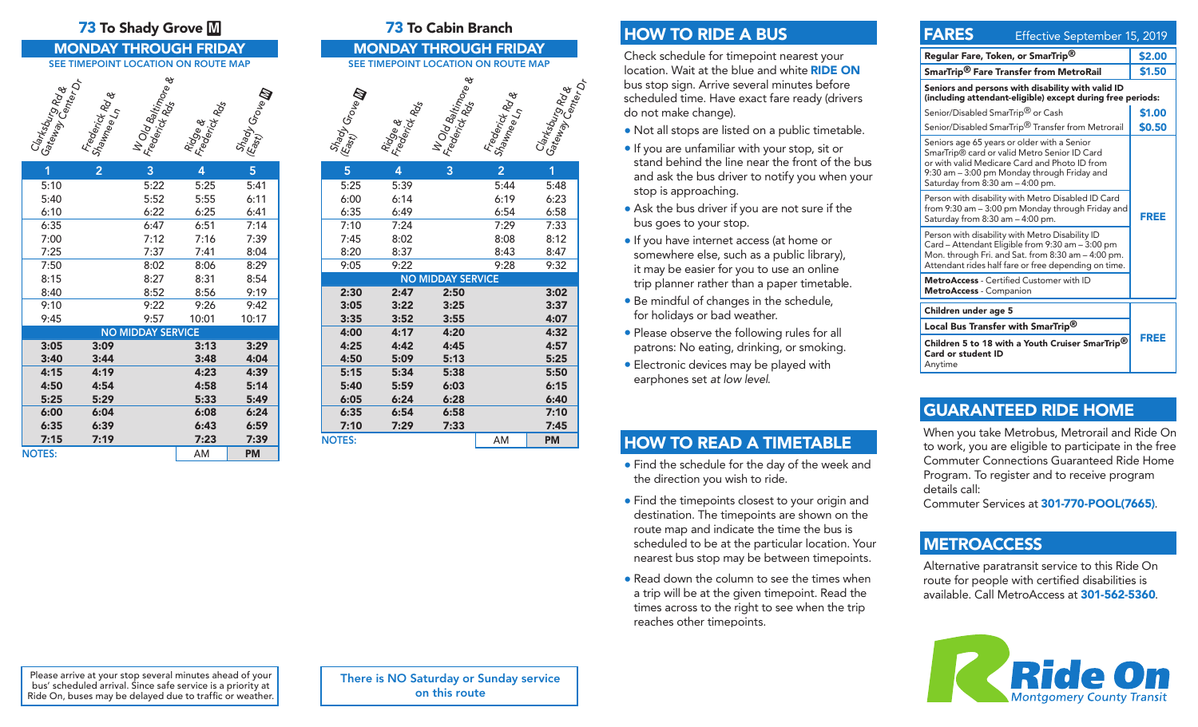## 73 To Shady Grove Ⓜ

### MONDAY THROUGH FRIDAY

SEE TIMEPOINT LOCATION ON ROUTE MAP

| Clarksburg Rd & Gateway Center Dr | Frederick Rd & Shawnee Ln | W Old Baltimore & Frederick Rds | Ridge & Frederick Rds | Shady Grove Ⓜ (East) |
|---|---|---|---|---|
| 1 | 2 | 3 | 4 | 5 |
| 5:10 | | 5:22 | 5:25 | 5:41 |
| 5:40 | | 5:52 | 5:55 | 6:11 |
| 6:10 | | 6:22 | 6:25 | 6:41 |
| 6:35 | | 6:47 | 6:51 | 7:14 |
| 7:00 | | 7:12 | 7:16 | 7:39 |
| 7:25 | | 7:37 | 7:41 | 8:04 |
| 7:50 | | 8:02 | 8:06 | 8:29 |
| 8:15 | | 8:27 | 8:31 | 8:54 |
| 8:40 | | 8:52 | 8:56 | 9:19 |
| 9:10 | | 9:22 | 9:26 | 9:42 |
| 9:45 | | 9:57 | 10:01 | 10:17 |
| NO MIDDAY SERVICE | | | | |
| **3:05** | **3:09** | | **3:13** | **3:29** |
| **3:40** | **3:44** | | **3:48** | **4:04** |
| **4:15** | **4:19** | | **4:23** | **4:39** |
| **4:50** | **4:54** | | **4:58** | **5:14** |
| **5:25** | **5:29** | | **5:33** | **5:49** |
| **6:00** | **6:04** | | **6:08** | **6:24** |
| **6:35** | **6:39** | | **6:43** | **6:59** |
| **7:15** | **7:19** | | **7:23** | **7:39** |
| NOTES: | | | AM | **PM** |

Please arrive at your stop several minutes ahead of your bus' scheduled arrival. Since safe service is a priority at Ride On, buses may be delayed due to traffic or weather.

## 73 To Cabin Branch

### MONDAY THROUGH FRIDAY

SEE TIMEPOINT LOCATION ON ROUTE MAP

| Shady Grove Ⓜ (East) | Ridge & Frederick Rds | W Old Baltimore & Frederick Rds | Frederick Rd & Shawnee Ln | Clarksburg Rd & Gateway Center Dr |
|---|---|---|---|---|
| 5 | 4 | 3 | 2 | 1 |
| 5:25 | 5:39 | | 5:44 | 5:48 |
| 6:00 | 6:14 | | 6:19 | 6:23 |
| 6:35 | 6:49 | | 6:54 | 6:58 |
| 7:10 | 7:24 | | 7:29 | 7:33 |
| 7:45 | 8:02 | | 8:08 | 8:12 |
| 8:20 | 8:37 | | 8:43 | 8:47 |
| 9:05 | 9:22 | | 9:28 | 9:32 |
| NO MIDDAY SERVICE | | | | |
| **2:30** | **2:47** | **2:50** | | **3:02** |
| **3:05** | **3:22** | **3:25** | | **3:37** |
| **3:35** | **3:52** | **3:55** | | **4:07** |
| **4:00** | **4:17** | **4:20** | | **4:32** |
| **4:25** | **4:42** | **4:45** | | **4:57** |
| **4:50** | **5:09** | **5:13** | | **5:25** |
| **5:15** | **5:34** | **5:38** | | **5:50** |
| **5:40** | **5:59** | **6:03** | | **6:15** |
| **6:05** | **6:24** | **6:28** | | **6:40** |
| **6:35** | **6:54** | **6:58** | | **7:10** |
| **7:10** | **7:29** | **7:33** | | **7:45** |
| NOTES: | | | AM | **PM** |

There is NO Saturday or Sunday service on this route

## HOW TO RIDE A BUS

Check schedule for timepoint nearest your location. Wait at the blue and white **RIDE ON** bus stop sign. Arrive several minutes before scheduled time. Have exact fare ready (drivers do not make change).

- Not all stops are listed on a public timetable.
- If you are unfamiliar with your stop, sit or stand behind the line near the front of the bus and ask the bus driver to notify you when your stop is approaching.
- Ask the bus driver if you are not sure if the bus goes to your stop.
- If you have internet access (at home or somewhere else, such as a public library), it may be easier for you to use an online trip planner rather than a paper timetable.
- Be mindful of changes in the schedule, for holidays or bad weather.
- Please observe the following rules for all patrons: No eating, drinking, or smoking.
- Electronic devices may be played with earphones set *at low level.*

## HOW TO READ A TIMETABLE

- Find the schedule for the day of the week and the direction you wish to ride.
- Find the timepoints closest to your origin and destination. The timepoints are shown on the route map and indicate the time the bus is scheduled to be at the particular location. Your nearest bus stop may be between timepoints.
- Read down the column to see the times when a trip will be at the given timepoint. Read the times across to the right to see when the trip reaches other timepoints.

## FARES

Effective September 15, 2019

| | |
|---|---|
| **Regular Fare, Token, or SmarTrip®** | **$2.00** |
| **SmarTrip® Fare Transfer from MetroRail** | **$1.50** |
| **Seniors and persons with disability with valid ID (including attendant-eligible) except during free periods:** | |
| Senior/Disabled SmarTrip® or Cash | **$1.00** |
| Senior/Disabled SmarTrip® Transfer from Metrorail | **$0.50** |
| Seniors age 65 years or older with a Senior SmarTrip® card or valid Metro Senior ID Card or with valid Medicare Card and Photo ID from 9:30 am – 3:00 pm Monday through Friday and Saturday from 8:30 am – 4:00 pm. | **FREE** |
| Person with disability with Metro Disabled ID Card from 9:30 am – 3:00 pm Monday through Friday and Saturday from 8:30 am – 4:00 pm. | |
| Person with disability with Metro Disability ID Card – Attendant Eligible from 9:30 am – 3:00 pm Mon. through Fri. and Sat. from 8:30 am – 4:00 pm. Attendant rides half fare or free depending on time. | |
| **MetroAccess** - Certified Customer with ID<br>**MetroAccess** - Companion | |
| **Children under age 5** | **FREE** |
| **Local Bus Transfer with SmarTrip®** | |
| **Children 5 to 18 with a Youth Cruiser SmarTrip® Card or student ID** Anytime | |

## GUARANTEED RIDE HOME

When you take Metrobus, Metrorail and Ride On to work, you are eligible to participate in the free Commuter Connections Guaranteed Ride Home Program. To register and to receive program details call:
Commuter Services at **301-770-POOL(7665)**.

## METROACCESS

Alternative paratransit service to this Ride On route for people with certified disabilities is available. Call MetroAccess at **301-562-5360**.

**Ride On**
Montgomery County Transit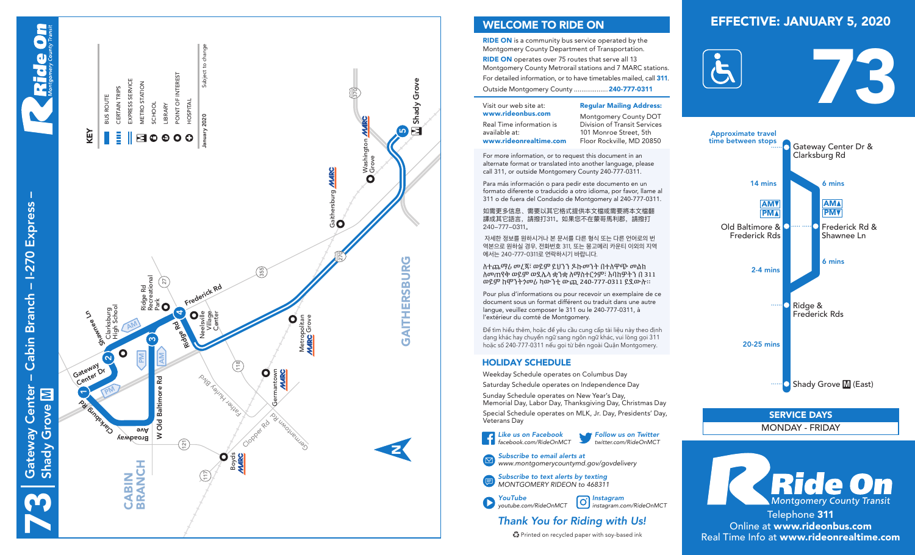# 73 | Gateway Center – Cabin Branch – I-270 Express – Shady Grove

Ride On Montgomery County Transit

## KEY

- BUS ROUTE
- CERTAIN TRIPS
- EXPRESS SERVICE
- METRO STATION
- SCHOOL
- LIBRARY
- POINT OF INTEREST
- HOSPITAL

January 2020

Subject to change

Gateway Center Dr
Clarksburg Rd
Shawnee Ln
Clarksburg High School
Broadway Ave
W Old Baltimore Rd
Ridge Rd
Frederick Rd
Ridge Rd Recreational Park
Neelsville Village Center
Gaithersburg MARC
Washington Grove MARC
Shady Grove
Metropolitan Grove MARC
Germantown MARC
Boyds MARC
Father Hurley Blvd
Clopper Rd
Germantown Rd
CABIN BRANCH
GAITHERSBURG
AM
PM
1 2 3 4 5
27 121 117 118 355 370 270
N

## WELCOME TO RIDE ON

**RIDE ON** is a community bus service operated by the Montgomery County Department of Transportation.

**RIDE ON** operates over 75 routes that serve all 13 Montgomery County Metrorail stations and 7 MARC stations.

For detailed information, or to have timetables mailed, call **311**.

Outside Montgomery County .................. **240-777-0311**

Visit our web site at:
**www.rideonbus.com**

Real Time information is available at:
**www.rideonrealtime.com**

**Regular Mailing Address:**
Montgomery County DOT
Division of Transit Services
101 Monroe Street, 5th Floor Rockville, MD 20850

For more information, or to request this document in an alternate format or translated into another language, please call 311, or outside Montgomery County 240-777-0311.

Para más información o para pedir este documento en un formato diferente o traducido a otro idioma, por favor, llame al 311 o de fuera del Condado de Montgomery al 240-777-0311.

如需更多信息、需要以其它格式提供本文檔或需要將本文檔翻譯成其它語言，請撥打311。如果您不在蒙哥馬利郡，請撥打240–777–0311。

자세한 정보를 원하시거나 본 문서를 다른 형식 또는 다른 언어로의 번역본으로 원하실 경우, 전화번호 311, 또는 몽고메리 카운티 이외의 지역에서는 240-777-0311로 연락하시기 바랍니다.

ለተጨማሪ መረጃ ወይም ይህንን ዶኩመንት በተለዋጭ መልክ ለመጠየቅ ወይም ወደሌላ ቋንቋ ለማስተርጎም፣ እባክዎትን በ 311 ወይም ከሞንትጎመሪ ካውንቲ ውጪ 240-777-0311 ይደውሉ።

Pour plus d'informations ou pour recevoir un exemplaire de ce document sous un format différent ou traduit dans une autre langue, veuillez composer le 311 ou le 240-777-0311, à l'extérieur du comté de Montgomery.

Để tìm hiểu thêm, hoặc để yêu cầu cung cấp tài liệu này theo định dạng khác hay chuyển ngữ sang ngôn ngữ khác, vui lòng gọi 311 hoặc số 240-777-0311 nếu gọi từ bên ngoài Quận Montgomery.

## HOLIDAY SCHEDULE

Weekday Schedule operates on Columbus Day

Saturday Schedule operates on Independence Day

Sunday Schedule operates on New Year's Day, Memorial Day, Labor Day, Thanksgiving Day, Christmas Day

Special Schedule operates on MLK, Jr. Day, Presidents' Day, Veterans Day

*Like us on Facebook* facebook.com/RideOnMCT

*Follow us on Twitter* twitter.com/RideOnMCT

*Subscribe to email alerts at* www.montgomerycountymd.gov/govdelivery

*Subscribe to text alerts by texting* MONTGOMERY RIDEON to 468311

*YouTube* youtube.com/RideOnMCT

*Instagram* instagram.com/RideOnMCT

*Thank You for Riding with Us!*

Printed on recycled paper with soy-based ink

## EFFECTIVE: JANUARY 5, 2020

# 73

Approximate travel time between stops

Gateway Center Dr & Clarksburg Rd

14 mins

6 mins

AM▼ PM▲

AM▲ PM▼

Old Baltimore & Frederick Rds

Frederick Rd & Shawnee Ln

6 mins

2-4 mins

Ridge & Frederick Rds

20-25 mins

Shady Grove (East)

## SERVICE DAYS

MONDAY - FRIDAY

Ride On Montgomery County Transit

Telephone **311**

Online at **www.rideonbus.com**

Real Time Info at **www.rideonrealtime.com**